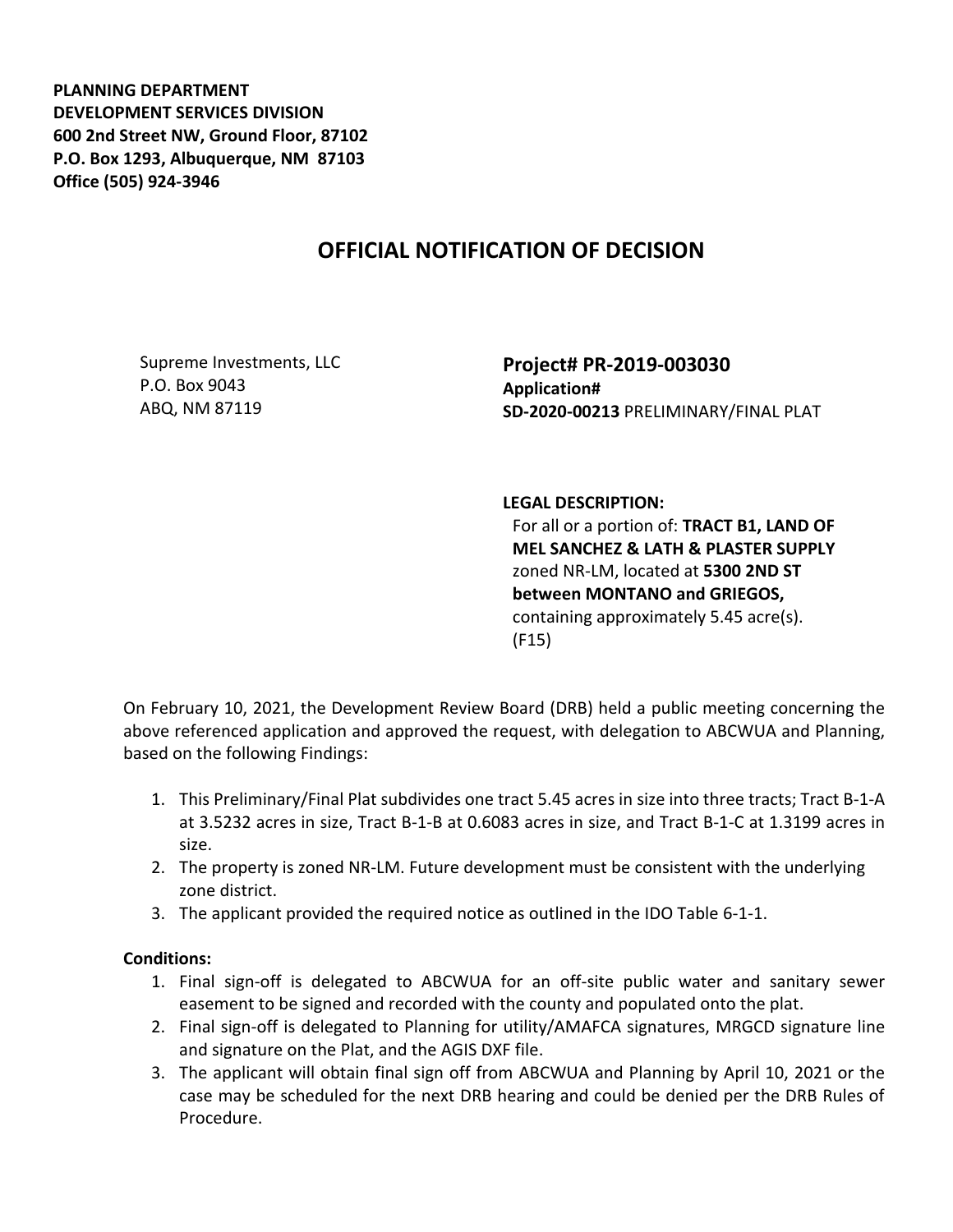**PLANNING DEPARTMENT**
**DEVELOPMENT SERVICES DIVISION**
**600 2nd Street NW, Ground Floor, 87102**
**P.O. Box 1293, Albuquerque, NM 87103**
**Office (505) 924-3946**

# OFFICIAL NOTIFICATION OF DECISION

Supreme Investments, LLC
P.O. Box 9043
ABQ, NM 87119

**Project# PR-2019-003030**
**Application#**
**SD-2020-00213** PRELIMINARY/FINAL PLAT

**LEGAL DESCRIPTION:**
For all or a portion of: **TRACT B1, LAND OF MEL SANCHEZ & LATH & PLASTER SUPPLY** zoned NR-LM, located at **5300 2ND ST between MONTANO and GRIEGOS,** containing approximately 5.45 acre(s). (F15)

On February 10, 2021, the Development Review Board (DRB) held a public meeting concerning the above referenced application and approved the request, with delegation to ABCWUA and Planning, based on the following Findings:

1. This Preliminary/Final Plat subdivides one tract 5.45 acres in size into three tracts; Tract B-1-A at 3.5232 acres in size, Tract B-1-B at 0.6083 acres in size, and Tract B-1-C at 1.3199 acres in size.
2. The property is zoned NR-LM. Future development must be consistent with the underlying zone district.
3. The applicant provided the required notice as outlined in the IDO Table 6-1-1.

**Conditions:**

1. Final sign-off is delegated to ABCWUA for an off-site public water and sanitary sewer easement to be signed and recorded with the county and populated onto the plat.
2. Final sign-off is delegated to Planning for utility/AMAFCA signatures, MRGCD signature line and signature on the Plat, and the AGIS DXF file.
3. The applicant will obtain final sign off from ABCWUA and Planning by April 10, 2021 or the case may be scheduled for the next DRB hearing and could be denied per the DRB Rules of Procedure.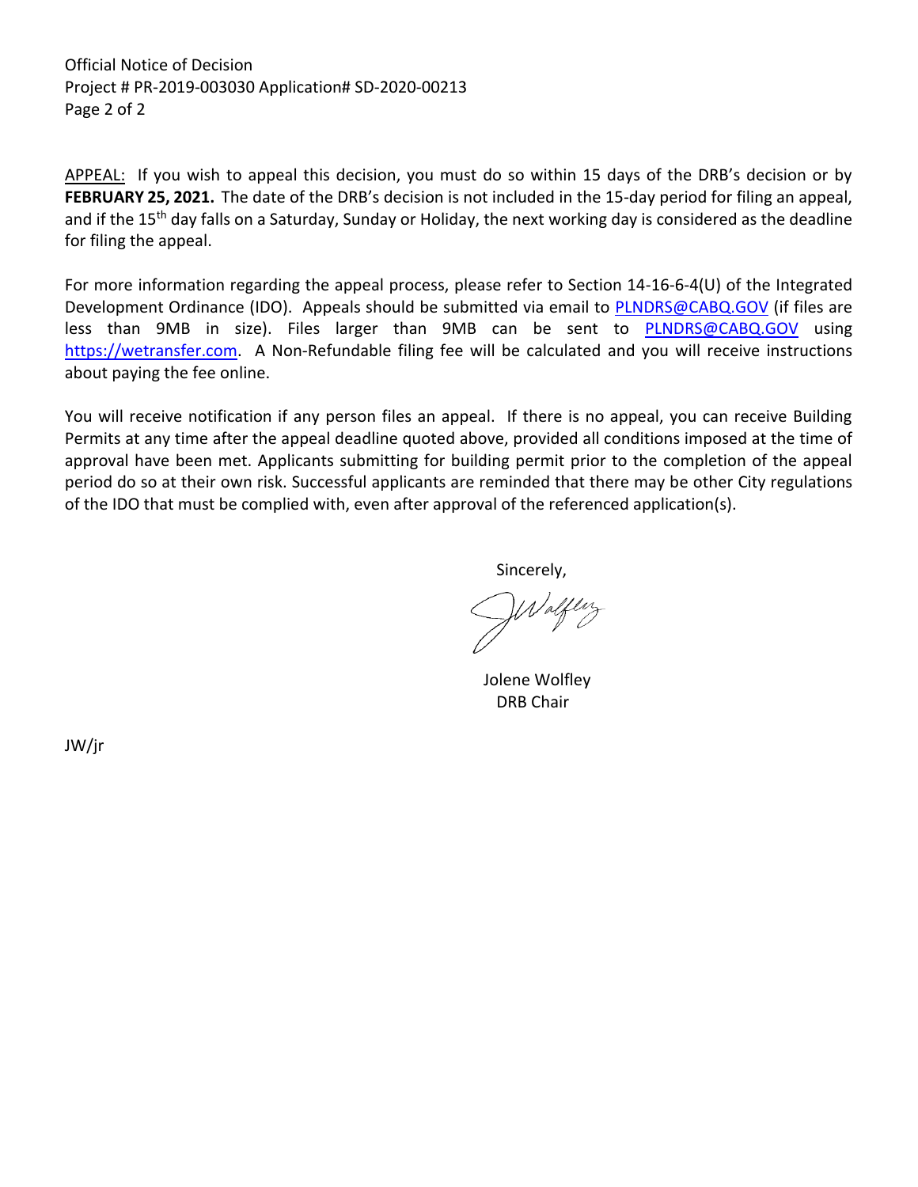APPEAL: If you wish to appeal this decision, you must do so within 15 days of the DRB's decision or by **FEBRUARY 25, 2021.** The date of the DRB's decision is not included in the 15-day period for filing an appeal, and if the 15th day falls on a Saturday, Sunday or Holiday, the next working day is considered as the deadline for filing the appeal.

For more information regarding the appeal process, please refer to Section 14-16-6-4(U) of the Integrated Development Ordinance (IDO). Appeals should be submitted via email to PLNDRS@CABQ.GOV (if files are less than 9MB in size). Files larger than 9MB can be sent to PLNDRS@CABQ.GOV using https://wetransfer.com. A Non-Refundable filing fee will be calculated and you will receive instructions about paying the fee online.

You will receive notification if any person files an appeal. If there is no appeal, you can receive Building Permits at any time after the appeal deadline quoted above, provided all conditions imposed at the time of approval have been met. Applicants submitting for building permit prior to the completion of the appeal period do so at their own risk. Successful applicants are reminded that there may be other City regulations of the IDO that must be complied with, even after approval of the referenced application(s).

Sincerely,

Jolene Wolfley
DRB Chair

JW/jr